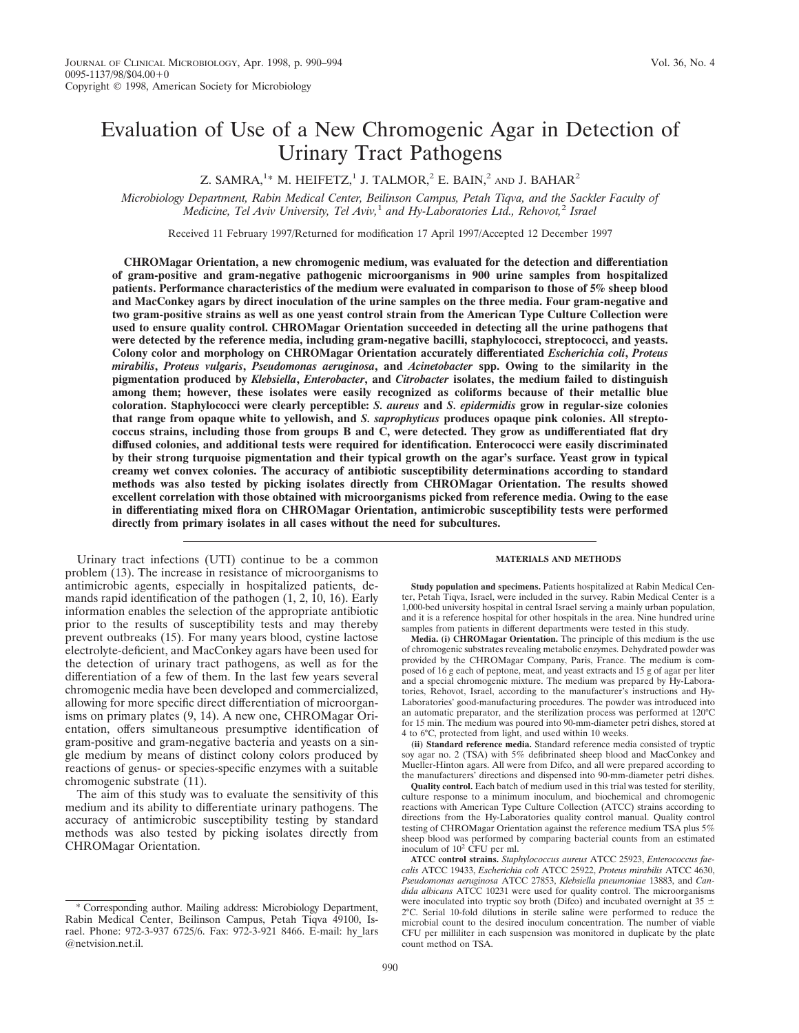# Evaluation of Use of a New Chromogenic Agar in Detection of Urinary Tract Pathogens

Z. SAMRA,[1*] M. HEIFETZ,[1] J. TALMOR,[2] E. BAIN,[2] AND J. BAHAR[2]

*Microbiology Department, Rabin Medical Center, Beilinson Campus, Petah Tiqva, and the Sackler Faculty of Medicine, Tel Aviv University, Tel Aviv,[1] and Hy-Laboratories Ltd., Rehovot,[2] Israel*

Received 11 February 1997/Returned for modification 17 April 1997/Accepted 12 December 1997

**CHROMagar Orientation, a new chromogenic medium, was evaluated for the detection and differentiation of gram-positive and gram-negative pathogenic microorganisms in 900 urine samples from hospitalized patients. Performance characteristics of the medium were evaluated in comparison to those of 5% sheep blood and MacConkey agars by direct inoculation of the urine samples on the three media. Four gram-negative and two gram-positive strains as well as one yeast control strain from the American Type Culture Collection were used to ensure quality control. CHROMagar Orientation succeeded in detecting all the urine pathogens that were detected by the reference media, including gram-negative bacilli, staphylococci, streptococci, and yeasts. Colony color and morphology on CHROMagar Orientation accurately differentiated *Escherichia coli*, *Proteus mirabilis*, *Proteus vulgaris*, *Pseudomonas aeruginosa*, and *Acinetobacter* spp. Owing to the similarity in the pigmentation produced by *Klebsiella*, *Enterobacter*, and *Citrobacter* isolates, the medium failed to distinguish among them; however, these isolates were easily recognized as coliforms because of their metallic blue coloration. Staphylococci were clearly perceptible: *S. aureus* and *S. epidermidis* grow in regular-size colonies that range from opaque white to yellowish, and *S. saprophyticus* produces opaque pink colonies. All streptococcus strains, including those from groups B and C, were detected. They grow as undifferentiated flat dry diffused colonies, and additional tests were required for identification. Enterococci were easily discriminated by their strong turquoise pigmentation and their typical growth on the agar's surface. Yeast grow in typical creamy wet convex colonies. The accuracy of antibiotic susceptibility determinations according to standard methods was also tested by picking isolates directly from CHROMagar Orientation. The results showed excellent correlation with those obtained with microorganisms picked from reference media. Owing to the ease in differentiating mixed flora on CHROMagar Orientation, antimicrobic susceptibility tests were performed directly from primary isolates in all cases without the need for subcultures.**

Urinary tract infections (UTI) continue to be a common problem (13). The increase in resistance of microorganisms to antimicrobic agents, especially in hospitalized patients, demands rapid identification of the pathogen (1, 2, 10, 16). Early information enables the selection of the appropriate antibiotic prior to the results of susceptibility tests and may thereby prevent outbreaks (15). For many years blood, cystine lactose electrolyte-deficient, and MacConkey agars have been used for the detection of urinary tract pathogens, as well as for the differentiation of a few of them. In the last few years several chromogenic media have been developed and commercialized, allowing for more specific direct differentiation of microorganisms on primary plates (9, 14). A new one, CHROMagar Orientation, offers simultaneous presumptive identification of gram-positive and gram-negative bacteria and yeasts on a single medium by means of distinct colony colors produced by reactions of genus- or species-specific enzymes with a suitable chromogenic substrate (11).

The aim of this study was to evaluate the sensitivity of this medium and its ability to differentiate urinary pathogens. The accuracy of antimicrobic susceptibility testing by standard methods was also tested by picking isolates directly from CHROMagar Orientation.

\* Corresponding author. Mailing address: Microbiology Department, Rabin Medical Center, Beilinson Campus, Petah Tiqva 49100, Israel. Phone: 972-3-937 6725/6. Fax: 972-3-921 8466. E-mail: hy_lars@netvision.net.il.

## MATERIALS AND METHODS

**Study population and specimens.** Patients hospitalized at Rabin Medical Center, Petah Tiqva, Israel, were included in the survey. Rabin Medical Center is a 1,000-bed university hospital in central Israel serving a mainly urban population, and it is a reference hospital for other hospitals in the area. Nine hundred urine samples from patients in different departments were tested in this study.

**Media. (i) CHROMagar Orientation.** The principle of this medium is the use of chromogenic substrates revealing metabolic enzymes. Dehydrated powder was provided by the CHROMagar Company, Paris, France. The medium is composed of 16 g each of peptone, meat, and yeast extracts and 15 g of agar per liter and a special chromogenic mixture. The medium was prepared by Hy-Laboratories, Rehovot, Israel, according to the manufacturer's instructions and Hy-Laboratories' good-manufacturing procedures. The powder was introduced into an automatic preparator, and the sterilization process was performed at 120°C for 15 min. The medium was poured into 90-mm-diameter petri dishes, stored at 4 to 6°C, protected from light, and used within 10 weeks.

**(ii) Standard reference media.** Standard reference media consisted of tryptic soy agar no. 2 (TSA) with 5% defibrinated sheep blood and MacConkey and Mueller-Hinton agars. All were from Difco, and all were prepared according to the manufacturers' directions and dispensed into 90-mm-diameter petri dishes.

**Quality control.** Each batch of medium used in this trial was tested for sterility, culture response to a minimum inoculum, and biochemical and chromogenic reactions with American Type Culture Collection (ATCC) strains according to directions from the Hy-Laboratories quality control manual. Quality control testing of CHROMagar Orientation against the reference medium TSA plus 5% sheep blood was performed by comparing bacterial counts from an estimated inoculum of $10^2$ CFU per ml.

**ATCC control strains.** *Staphylococcus aureus* ATCC 25923, *Enterococcus faecalis* ATCC 19433, *Escherichia coli* ATCC 25922, *Proteus mirabilis* ATCC 4630, *Pseudomonas aeruginosa* ATCC 27853, *Klebsiella pneumoniae* 13883, and *Candida albicans* ATCC 10231 were used for quality control. The microorganisms were inoculated into tryptic soy broth (Difco) and incubated overnight at 35 ± 2°C. Serial 10-fold dilutions in sterile saline were performed to reduce the microbial count to the desired inoculum concentration. The number of viable CFU per milliliter in each suspension was monitored in duplicate by the plate count method on TSA.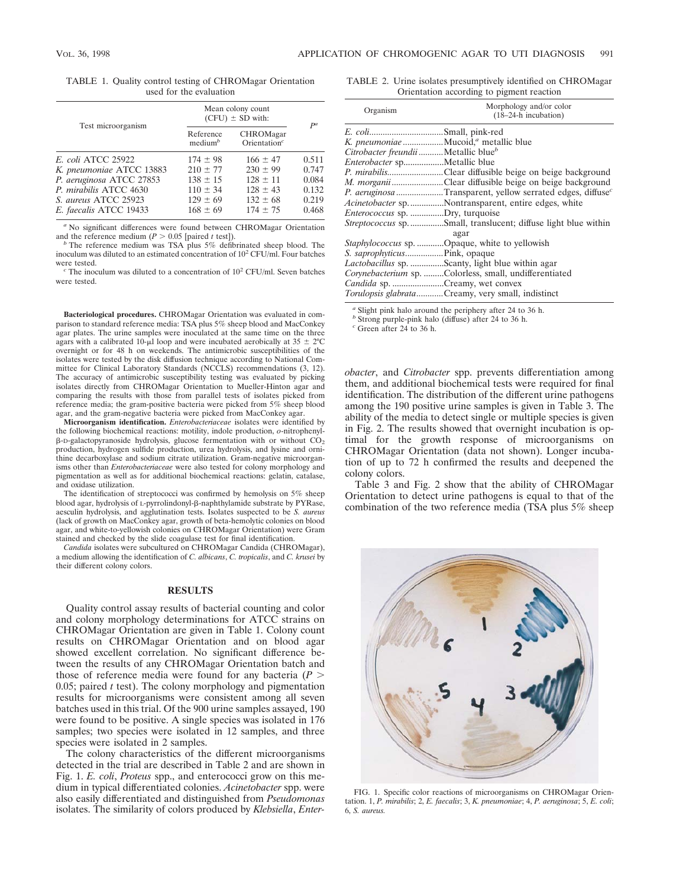TABLE 1. Quality control testing of CHROMagar Orientation used for the evaluation

| Test microorganism | Mean colony count (CFU) ± SD with: | | $P$[a] |
|---|---|---|---|
| | Reference medium[b] | CHROMagar Orientation[c] | |
| *E. coli* ATCC 25922 | 174 ± 98 | 166 ± 47 | 0.511 |
| *K. pneumoniae* ATCC 13883 | 210 ± 77 | 230 ± 99 | 0.747 |
| *P. aeruginosa* ATCC 27853 | 138 ± 15 | 128 ± 11 | 0.084 |
| *P. mirabilis* ATCC 4630 | 110 ± 34 | 128 ± 43 | 0.132 |
| *S. aureus* ATCC 25923 | 129 ± 69 | 132 ± 68 | 0.219 |
| *E. faecalis* ATCC 19433 | 168 ± 69 | 174 ± 75 | 0.468 |

[a] No significant differences were found between CHROMagar Orientation and the reference medium ($P > 0.05$ [paired $t$ test]).

[b] The reference medium was TSA plus 5% defibrinated sheep blood. The inoculum was diluted to an estimated concentration of $10^2$ CFU/ml. Four batches were tested.

[c] The inoculum was diluted to a concentration of $10^2$ CFU/ml. Seven batches were tested.

**Bacteriological procedures.** CHROMagar Orientation was evaluated in comparison to standard reference media: TSA plus 5% sheep blood and MacConkey agar plates. The urine samples were inoculated at the same time on the three agars with a calibrated 10-μl loop and were incubated aerobically at 35 ± 2°C overnight or for 48 h on weekends. The antimicrobic susceptibilities of the isolates were tested by the disk diffusion technique according to National Committee for Clinical Laboratory Standards (NCCLS) recommendations (3, 12). The accuracy of antimicrobic susceptibility testing was evaluated by picking isolates directly from CHROMagar Orientation to Mueller-Hinton agar and comparing the results with those from parallel tests of isolates picked from reference media; the gram-positive bacteria were picked from 5% sheep blood agar, and the gram-negative bacteria were picked from MacConkey agar.

**Microorganism identification.** *Enterobacteriaceae* isolates were identified by the following biochemical reactions: motility, indole production, *o*-nitrophenyl-β-D-galactopyranoside hydrolysis, glucose fermentation with or without $CO_2$ production, hydrogen sulfide production, urea hydrolysis, and lysine and ornithine decarboxylase and sodium citrate utilization. Gram-negative microorganisms other than *Enterobacteriaceae* were also tested for colony morphology and pigmentation as well as for additional biochemical reactions: gelatin, catalase, and oxidase utilization.

The identification of streptococci was confirmed by hemolysis on 5% sheep blood agar, hydrolysis of L-pyrrolindonyl-β-naphthylamide substrate by PYRase, aesculin hydrolysis, and agglutination tests. Isolates suspected to be *S. aureus* (lack of growth on MacConkey agar, growth of beta-hemolytic colonies on blood agar, and white-to-yellowish colonies on CHROMagar Orientation) were Gram stained and checked by the slide coagulase test for final identification.

*Candida* isolates were subcultured on CHROMagar Candida (CHROMagar), a medium allowing the identification of *C. albicans*, *C. tropicalis*, and *C. krusei* by their different colony colors.

## RESULTS

Quality control assay results of bacterial counting and color and colony morphology determinations for ATCC strains on CHROMagar Orientation are given in Table 1. Colony count results on CHROMagar Orientation and on blood agar showed excellent correlation. No significant difference between the results of any CHROMagar Orientation batch and those of reference media were found for any bacteria ($P >$ 0.05; paired $t$ test). The colony morphology and pigmentation results for microorganisms were consistent among all seven batches used in this trial. Of the 900 urine samples assayed, 190 were found to be positive. A single species was isolated in 176 samples; two species were isolated in 12 samples, and three species were isolated in 2 samples.

The colony characteristics of the different microorganisms detected in the trial are described in Table 2 and are shown in Fig. 1. *E. coli*, *Proteus* spp., and enterococci grow on this medium in typical differentiated colonies. *Acinetobacter* spp. were also easily differentiated and distinguished from *Pseudomonas* isolates. The similarity of colors produced by *Klebsiella*, *Enterobacter*, and *Citrobacter* spp. prevents differentiation among them, and additional biochemical tests were required for final identification. The distribution of the different urine pathogens among the 190 positive urine samples is given in Table 3. The ability of the media to detect single or multiple species is given in Fig. 2. The results showed that overnight incubation is optimal for the growth response of microorganisms on CHROMagar Orientation (data not shown). Longer incubation of up to 72 h confirmed the results and deepened the colony colors.

Table 3 and Fig. 2 show that the ability of CHROMagar Orientation to detect urine pathogens is equal to that of the combination of the two reference media (TSA plus 5% sheep

TABLE 2. Urine isolates presumptively identified on CHROMagar Orientation according to pigment reaction

| Organism | Morphology and/or color (18–24-h incubation) |
|---|---|
| *E. coli* | Small, pink-red |
| *K. pneumoniae* | Mucoid,[a] metallic blue |
| *Citrobacter freundii* | Metallic blue[b] |
| *Enterobacter* sp. | Metallic blue |
| *P. mirabilis* | Clear diffusible beige on beige background |
| *M. morganii* | Clear diffusible beige on beige background |
| *P. aeruginosa* | Transparent, yellow serrated edges, diffuse[c] |
| *Acinetobacter* sp. | Nontransparent, entire edges, white |
| *Enterococcus* sp. | Dry, turquoise |
| *Streptococcus* sp. | Small, translucent; diffuse light blue within agar |
| *Staphylococcus* sp. | Opaque, white to yellowish |
| *S. saprophyticus* | Pink, opaque |
| *Lactobacillus* sp. | Scanty, light blue within agar |
| *Corynebacterium* sp. | Colorless, small, undifferentiated |
| *Candida* sp. | Creamy, wet convex |
| *Torulopsis glabrata* | Creamy, very small, indistinct |

[a] Slight pink halo around the periphery after 24 to 36 h.

[b] Strong purple-pink halo (diffuse) after 24 to 36 h.

[c] Green after 24 to 36 h.

FIG. 1. Specific color reactions of microorganisms on CHROMagar Orientation. 1, *P. mirabilis*; 2, *E. faecalis*; 3, *K. pneumoniae*; 4, *P. aeruginosa*; 5, *E. coli*; 6, *S. aureus*.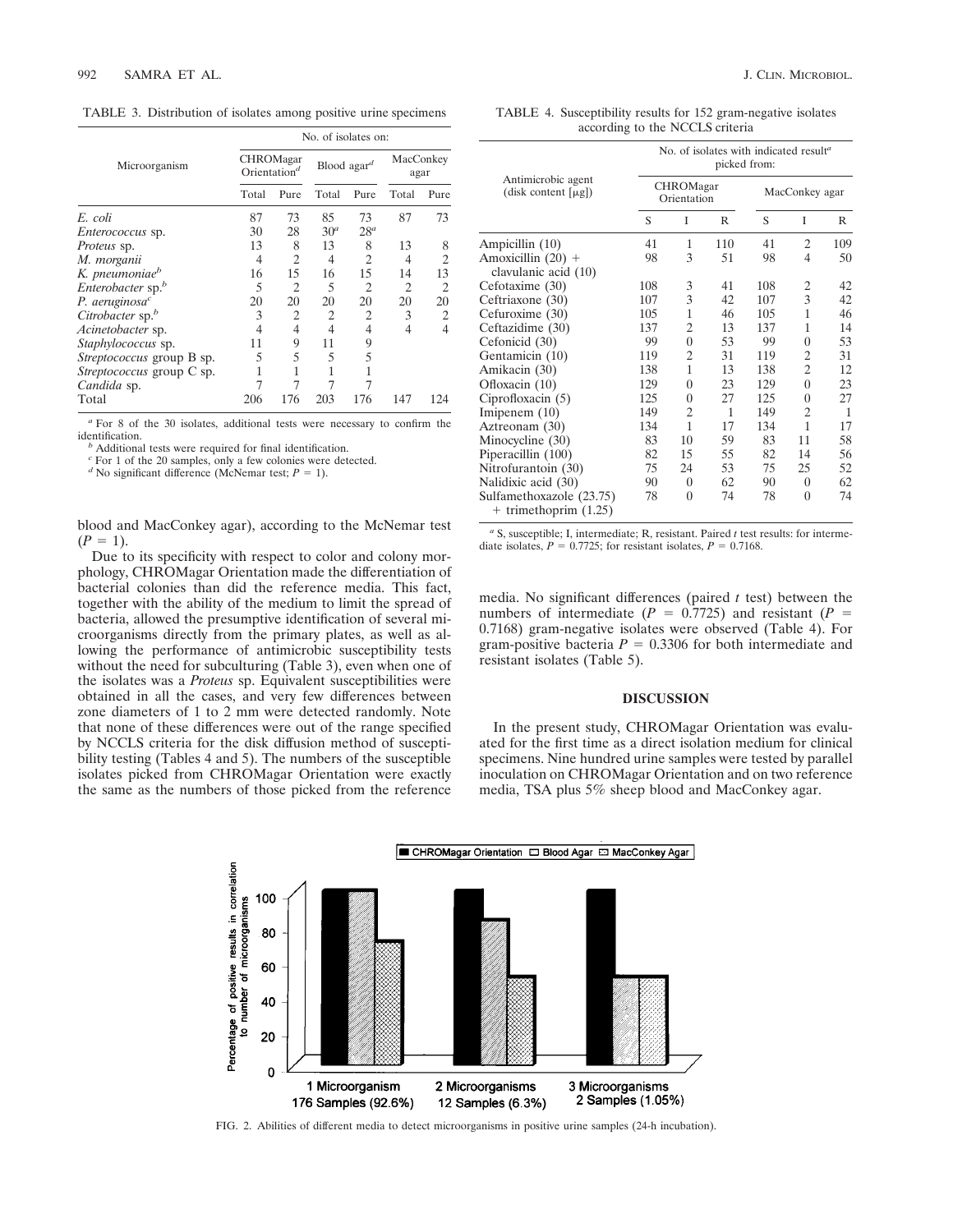TABLE 3. Distribution of isolates among positive urine specimens

| Microorganism | No. of isolates on: | | | | | |
|---|---|---|---|---|---|---|
| | CHROMagar Orientation[d] | | Blood agar[d] | | MacConkey agar | |
| | Total | Pure | Total | Pure | Total | Pure |
| *E. coli* | 87 | 73 | 85 | 73 | 87 | 73 |
| *Enterococcus* sp. | 30 | 28 | 30[a] | 28[a] | | |
| *Proteus* sp. | 13 | 8 | 13 | 8 | 13 | 8 |
| *M. morganii* | 4 | 2 | 4 | 2 | 4 | 2 |
| *K. pneumoniae*[b] | 16 | 15 | 16 | 15 | 14 | 13 |
| *Enterobacter* sp.[b] | 5 | 2 | 5 | 2 | 2 | 2 |
| *P. aeruginosa*[c] | 20 | 20 | 20 | 20 | 20 | 20 |
| *Citrobacter* sp.[b] | 3 | 2 | 2 | 2 | 3 | 2 |
| *Acinetobacter* sp. | 4 | 4 | 4 | 4 | 4 | 4 |
| *Staphylococcus* sp. | 11 | 9 | 11 | 9 | | |
| *Streptococcus* group B sp. | 5 | 5 | 5 | 5 | | |
| *Streptococcus* group C sp. | 1 | 1 | 1 | 1 | | |
| *Candida* sp. | 7 | 7 | 7 | 7 | | |
| Total | 206 | 176 | 203 | 176 | 147 | 124 |

[a] For 8 of the 30 isolates, additional tests were necessary to confirm the identification.
[b] Additional tests were required for final identification.
[c] For 1 of the 20 samples, only a few colonies were detected.
[d] No significant difference (McNemar test; $P = 1$).

blood and MacConkey agar), according to the McNemar test ($P = 1$).

Due to its specificity with respect to color and colony morphology, CHROMagar Orientation made the differentiation of bacterial colonies than did the reference media. This fact, together with the ability of the medium to limit the spread of bacteria, allowed the presumptive identification of several microorganisms directly from the primary plates, as well as allowing the performance of antimicrobic susceptibility tests without the need for subculturing (Table 3), even when one of the isolates was a *Proteus* sp. Equivalent susceptibilities were obtained in all the cases, and very few differences between zone diameters of 1 to 2 mm were detected randomly. Note that none of these differences were out of the range specified by NCCLS criteria for the disk diffusion method of susceptibility testing (Tables 4 and 5). The numbers of the susceptible isolates picked from CHROMagar Orientation were exactly the same as the numbers of those picked from the reference media. No significant differences (paired *t* test) between the numbers of intermediate ($P = 0.7725$) and resistant ($P = 0.7168$) gram-negative isolates were observed (Table 4). For gram-positive bacteria $P = 0.3306$ for both intermediate and resistant isolates (Table 5).

TABLE 4. Susceptibility results for 152 gram-negative isolates according to the NCCLS criteria

| Antimicrobic agent (disk content [μg]) | No. of isolates with indicated result[a] picked from: | | | | | |
|---|---|---|---|---|---|---|
| | CHROMagar Orientation | | | MacConkey agar | | |
| | S | I | R | S | I | R |
| Ampicillin (10) | 41 | 1 | 110 | 41 | 2 | 109 |
| Amoxicillin (20) + clavulanic acid (10) | 98 | 3 | 51 | 98 | 4 | 50 |
| Cefotaxime (30) | 108 | 3 | 41 | 108 | 2 | 42 |
| Ceftriaxone (30) | 107 | 3 | 42 | 107 | 3 | 42 |
| Cefuroxime (30) | 105 | 1 | 46 | 105 | 1 | 46 |
| Ceftazidime (30) | 137 | 2 | 13 | 137 | 1 | 14 |
| Cefonicid (30) | 99 | 0 | 53 | 99 | 0 | 53 |
| Gentamicin (10) | 119 | 2 | 31 | 119 | 2 | 31 |
| Amikacin (30) | 138 | 1 | 13 | 138 | 2 | 12 |
| Ofloxacin (10) | 129 | 0 | 23 | 129 | 0 | 23 |
| Ciprofloxacin (5) | 125 | 0 | 27 | 125 | 0 | 27 |
| Imipenem (10) | 149 | 2 | 1 | 149 | 2 | 1 |
| Aztreonam (30) | 134 | 1 | 17 | 134 | 1 | 17 |
| Minocycline (30) | 83 | 10 | 59 | 83 | 11 | 58 |
| Piperacillin (100) | 82 | 15 | 55 | 82 | 14 | 56 |
| Nitrofurantoin (30) | 75 | 24 | 53 | 75 | 25 | 52 |
| Nalidixic acid (30) | 90 | 0 | 62 | 90 | 0 | 62 |
| Sulfamethoxazole (23.75) + trimethoprim (1.25) | 78 | 0 | 74 | 78 | 0 | 74 |

[a] S, susceptible; I, intermediate; R, resistant. Paired *t* test results: for intermediate isolates, $P = 0.7725$; for resistant isolates, $P = 0.7168$.

## DISCUSSION

In the present study, CHROMagar Orientation was evaluated for the first time as a direct isolation medium for clinical specimens. Nine hundred urine samples were tested by parallel inoculation on CHROMagar Orientation and on two reference media, TSA plus 5% sheep blood and MacConkey agar.

FIG. 2. Abilities of different media to detect microorganisms in positive urine samples (24-h incubation).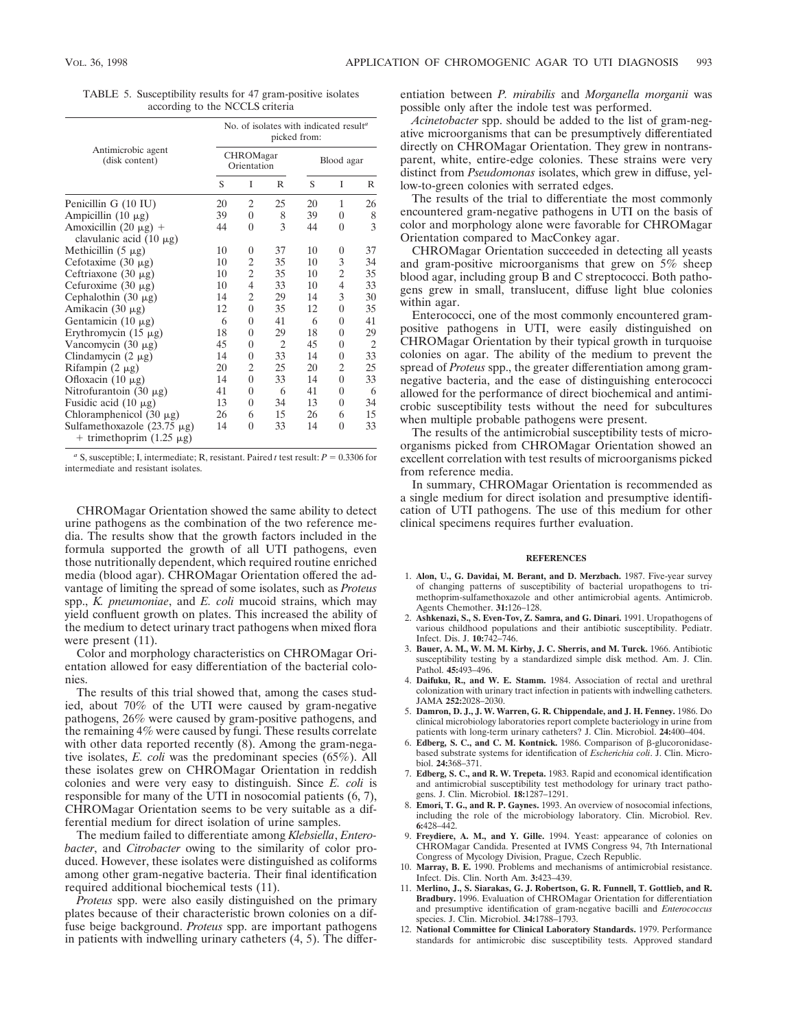TABLE 5. Susceptibility results for 47 gram-positive isolates according to the NCCLS criteria

| Antimicrobic agent (disk content) | No. of isolates with indicated result[a] picked from: | | | | | |
|---|---|---|---|---|---|---|
| | CHROMagar Orientation | | | Blood agar | | |
| | S | I | R | S | I | R |
| Penicillin G (10 IU) | 20 | 2 | 25 | 20 | 1 | 26 |
| Ampicillin (10 μg) | 39 | 0 | 8 | 39 | 0 | 8 |
| Amoxicillin (20 μg) + clavulanic acid (10 μg) | 44 | 0 | 3 | 44 | 0 | 3 |
| Methicillin (5 μg) | 10 | 0 | 37 | 10 | 0 | 37 |
| Cefotaxime (30 μg) | 10 | 2 | 35 | 10 | 3 | 34 |
| Ceftriaxone (30 μg) | 10 | 2 | 35 | 10 | 2 | 35 |
| Cefuroxime (30 μg) | 10 | 4 | 33 | 10 | 4 | 33 |
| Cephalothin (30 μg) | 14 | 2 | 29 | 14 | 3 | 30 |
| Amikacin (30 μg) | 12 | 0 | 35 | 12 | 0 | 35 |
| Gentamicin (10 μg) | 6 | 0 | 41 | 6 | 0 | 41 |
| Erythromycin (15 μg) | 18 | 0 | 29 | 18 | 0 | 29 |
| Vancomycin (30 μg) | 45 | 0 | 2 | 45 | 0 | 2 |
| Clindamycin (2 μg) | 14 | 0 | 33 | 14 | 0 | 33 |
| Rifampin (2 μg) | 20 | 2 | 25 | 20 | 2 | 25 |
| Ofloxacin (10 μg) | 14 | 0 | 33 | 14 | 0 | 33 |
| Nitrofurantoin (30 μg) | 41 | 0 | 6 | 41 | 0 | 6 |
| Fusidic acid (10 μg) | 13 | 0 | 34 | 13 | 0 | 34 |
| Chloramphenicol (30 μg) | 26 | 6 | 15 | 26 | 6 | 15 |
| Sulfamethoxazole (23.75 μg) + trimethoprim (1.25 μg) | 14 | 0 | 33 | 14 | 0 | 33 |

[a] S, susceptible; I, intermediate; R, resistant. Paired *t* test result: $P = 0.3306$ for intermediate and resistant isolates.

CHROMagar Orientation showed the same ability to detect urine pathogens as the combination of the two reference media. The results show that the growth factors included in the formula supported the growth of all UTI pathogens, even those nutritionally dependent, which required routine enriched media (blood agar). CHROMagar Orientation offered the advantage of limiting the spread of some isolates, such as *Proteus* spp., *K. pneumoniae*, and *E. coli* mucoid strains, which may yield confluent growth on plates. This increased the ability of the medium to detect urinary tract pathogens when mixed flora were present (11).

Color and morphology characteristics on CHROMagar Orientation allowed for easy differentiation of the bacterial colonies.

The results of this trial showed that, among the cases studied, about 70% of the UTI were caused by gram-negative pathogens, 26% were caused by gram-positive pathogens, and the remaining 4% were caused by fungi. These results correlate with other data reported recently (8). Among the gram-negative isolates, *E. coli* was the predominant species (65%). All these isolates grew on CHROMagar Orientation in reddish colonies and were very easy to distinguish. Since *E. coli* is responsible for many of the UTI in nosocomial patients (6, 7), CHROMagar Orientation seems to be very suitable as a differential medium for direct isolation of urine samples.

The medium failed to differentiate among *Klebsiella*, *Enterobacter*, and *Citrobacter* owing to the similarity of color produced. However, these isolates were distinguished as coliforms among other gram-negative bacteria. Their final identification required additional biochemical tests (11).

*Proteus* spp. were also easily distinguished on the primary plates because of their characteristic brown colonies on a diffuse beige background. *Proteus* spp. are important pathogens in patients with indwelling urinary catheters (4, 5). The differentiation between *P. mirabilis* and *Morganella morganii* was possible only after the indole test was performed.

*Acinetobacter* spp. should be added to the list of gram-negative microorganisms that can be presumptively differentiated directly on CHROMagar Orientation. They grew in nontransparent, white, entire-edge colonies. These strains were very distinct from *Pseudomonas* isolates, which grew in diffuse, yellow-to-green colonies with serrated edges.

The results of the trial to differentiate the most commonly encountered gram-negative pathogens in UTI on the basis of color and morphology alone were favorable for CHROMagar Orientation compared to MacConkey agar.

CHROMagar Orientation succeeded in detecting all yeasts and gram-positive microorganisms that grew on 5% sheep blood agar, including group B and C streptococci. Both pathogens grew in small, translucent, diffuse light blue colonies within agar.

Enterococci, one of the most commonly encountered gram-positive pathogens in UTI, were easily distinguished on CHROMagar Orientation by their typical growth in turquoise colonies on agar. The ability of the medium to prevent the spread of *Proteus* spp., the greater differentiation among gram-negative bacteria, and the ease of distinguishing enterococci allowed for the performance of direct biochemical and antimicrobic susceptibility tests without the need for subcultures when multiple probable pathogens were present.

The results of the antimicrobial susceptibility tests of microorganisms picked from CHROMagar Orientation showed an excellent correlation with test results of microorganisms picked from reference media.

In summary, CHROMagar Orientation is recommended as a single medium for direct isolation and presumptive identification of UTI pathogens. The use of this medium for other clinical specimens requires further evaluation.

## REFERENCES

1. **Alon, U., G. Davidai, M. Berant, and D. Merzbach.** 1987. Five-year survey of changing patterns of susceptibility of bacterial uropathogens to trimethoprim-sulfamethoxazole and other antimicrobial agents. Antimicrob. Agents Chemother. **31:**126–128.
2. **Ashkenazi, S., S. Even-Tov, Z. Samra, and G. Dinari.** 1991. Uropathogens of various childhood populations and their antibiotic susceptibility. Pediatr. Infect. Dis. J. **10:**742–746.
3. **Bauer, A. M., W. M. M. Kirby, J. C. Sherris, and M. Turck.** 1966. Antibiotic susceptibility testing by a standardized simple disk method. Am. J. Clin. Pathol. **45:**493–496.
4. **Daifuku, R., and W. E. Stamm.** 1984. Association of rectal and urethral colonization with urinary tract infection in patients with indwelling catheters. JAMA **252:**2028–2030.
5. **Damron, D. J., J. W. Warren, G. R. Chippendale, and J. H. Fenney.** 1986. Do clinical microbiology laboratories report complete bacteriology in urine from patients with long-term urinary catheters? J. Clin. Microbiol. **24:**400–404.
6. **Edberg, S. C., and C. M. Kontnick.** 1986. Comparison of β-glucoronidase-based substrate systems for identification of *Escherichia coli*. J. Clin. Microbiol. **24:**368–371.
7. **Edberg, S. C., and R. W. Trepeta.** 1983. Rapid and economical identification and antimicrobial susceptibility test methodology for urinary tract pathogens. J. Clin. Microbiol. **18:**1287–1291.
8. **Emori, T. G., and R. P. Gaynes.** 1993. An overview of nosocomial infections, including the role of the microbiology laboratory. Clin. Microbiol. Rev. **6:**428–442.
9. **Freydiere, A. M., and Y. Gille.** 1994. Yeast: appearance of colonies on CHROMagar Candida. Presented at IVMS Congress 94, 7th International Congress of Mycology Division, Prague, Czech Republic.
10. **Marray, B. E.** 1990. Problems and mechanisms of antimicrobial resistance. Infect. Dis. Clin. North Am. **3:**423–439.
11. **Merlino, J., S. Siarakas, G. J. Robertson, G. R. Funnell, T. Gottlieb, and R. Bradbury.** 1996. Evaluation of CHROMagar Orientation for differentiation and presumptive identification of gram-negative bacilli and *Enterococcus* species. J. Clin. Microbiol. **34:**1788–1793.
12. **National Committee for Clinical Laboratory Standards.** 1979. Performance standards for antimicrobic disc susceptibility tests. Approved standard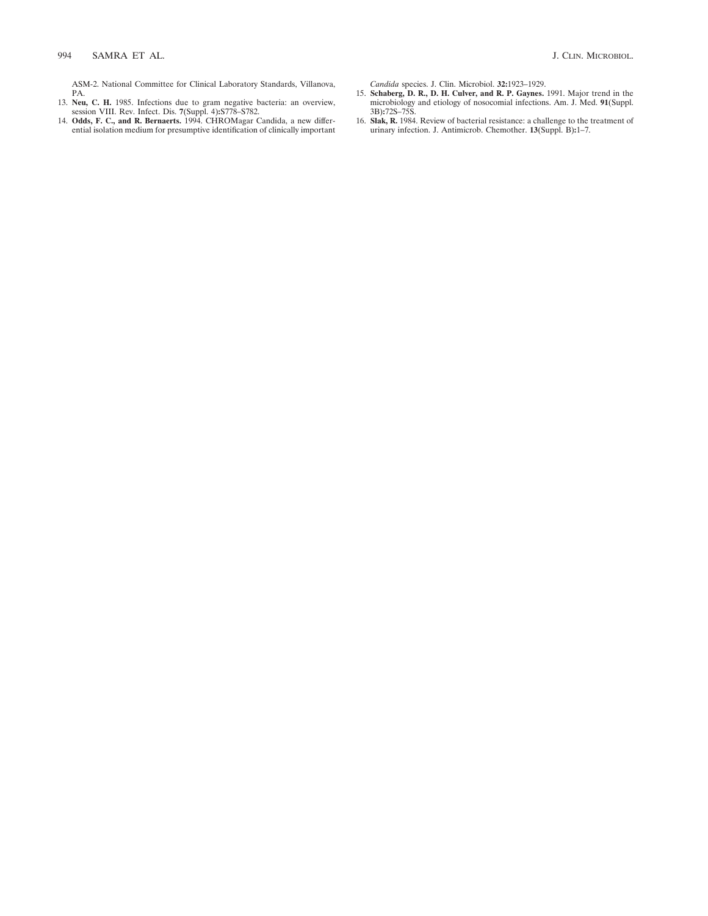ASM-2. National Committee for Clinical Laboratory Standards, Villanova, PA.

13. **Neu, C. H.** 1985. Infections due to gram negative bacteria: an overview, session VIII. Rev. Infect. Dis. **7**(Suppl. 4)**:**S778–S782.
14. **Odds, F. C., and R. Bernaerts.** 1994. CHROMagar Candida, a new differential isolation medium for presumptive identification of clinically important *Candida* species. J. Clin. Microbiol. **32:**1923–1929.
15. **Schaberg, D. R., D. H. Culver, and R. P. Gaynes.** 1991. Major trend in the microbiology and etiology of nosocomial infections. Am. J. Med. **91**(Suppl. 3B)**:**72S–75S.
16. **Slak, R.** 1984. Review of bacterial resistance: a challenge to the treatment of urinary infection. J. Antimicrob. Chemother. **13**(Suppl. B)**:**1–7.